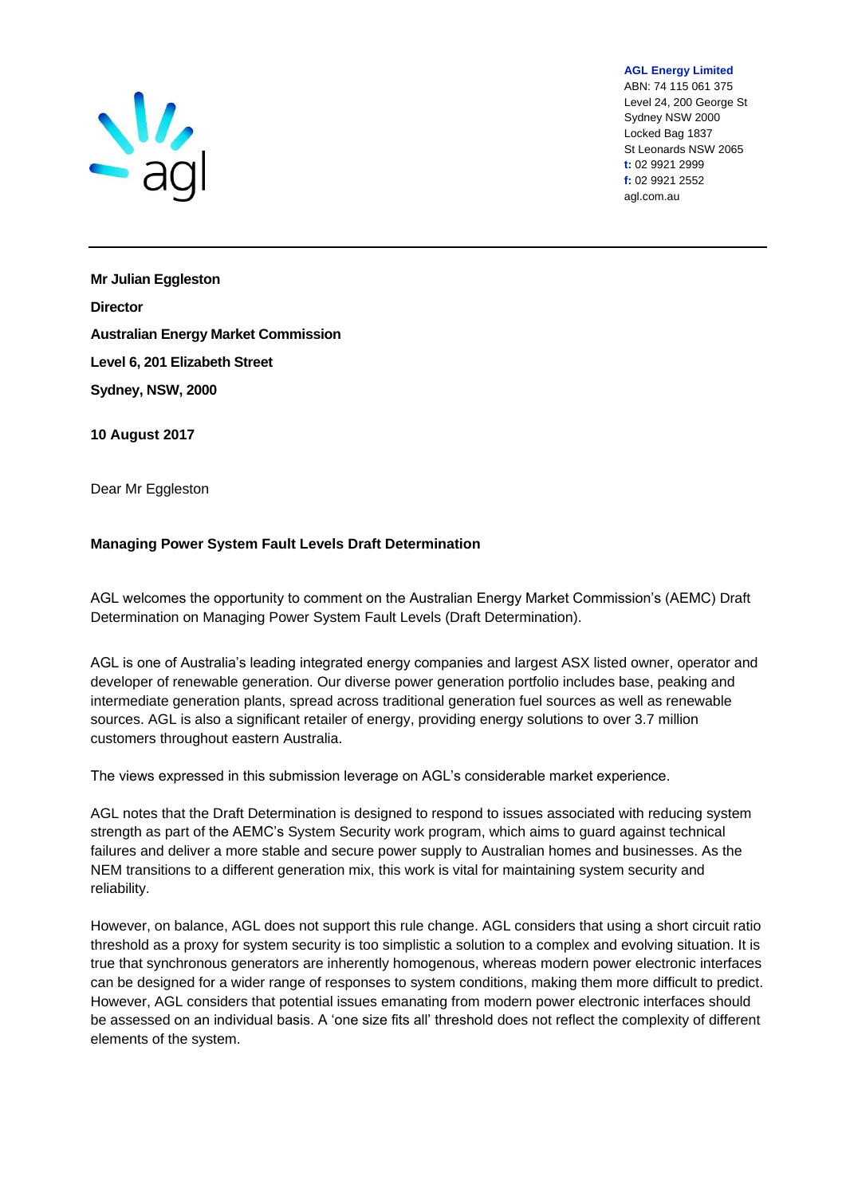**AGL Energy Limited**
ABN: 74 115 061 375
Level 24, 200 George St
Sydney NSW 2000
Locked Bag 1837
St Leonards NSW 2065
**t:** 02 9921 2999
**f:** 02 9921 2552
agl.com.au

**Mr Julian Eggleston**

**Director**

**Australian Energy Market Commission**

**Level 6, 201 Elizabeth Street**

**Sydney, NSW, 2000**

**10 August 2017**

Dear Mr Eggleston

**Managing Power System Fault Levels Draft Determination**

AGL welcomes the opportunity to comment on the Australian Energy Market Commission's (AEMC) Draft Determination on Managing Power System Fault Levels (Draft Determination).

AGL is one of Australia's leading integrated energy companies and largest ASX listed owner, operator and developer of renewable generation. Our diverse power generation portfolio includes base, peaking and intermediate generation plants, spread across traditional generation fuel sources as well as renewable sources. AGL is also a significant retailer of energy, providing energy solutions to over 3.7 million customers throughout eastern Australia.

The views expressed in this submission leverage on AGL's considerable market experience.

AGL notes that the Draft Determination is designed to respond to issues associated with reducing system strength as part of the AEMC's System Security work program, which aims to guard against technical failures and deliver a more stable and secure power supply to Australian homes and businesses. As the NEM transitions to a different generation mix, this work is vital for maintaining system security and reliability.

However, on balance, AGL does not support this rule change. AGL considers that using a short circuit ratio threshold as a proxy for system security is too simplistic a solution to a complex and evolving situation. It is true that synchronous generators are inherently homogenous, whereas modern power electronic interfaces can be designed for a wider range of responses to system conditions, making them more difficult to predict. However, AGL considers that potential issues emanating from modern power electronic interfaces should be assessed on an individual basis. A 'one size fits all' threshold does not reflect the complexity of different elements of the system.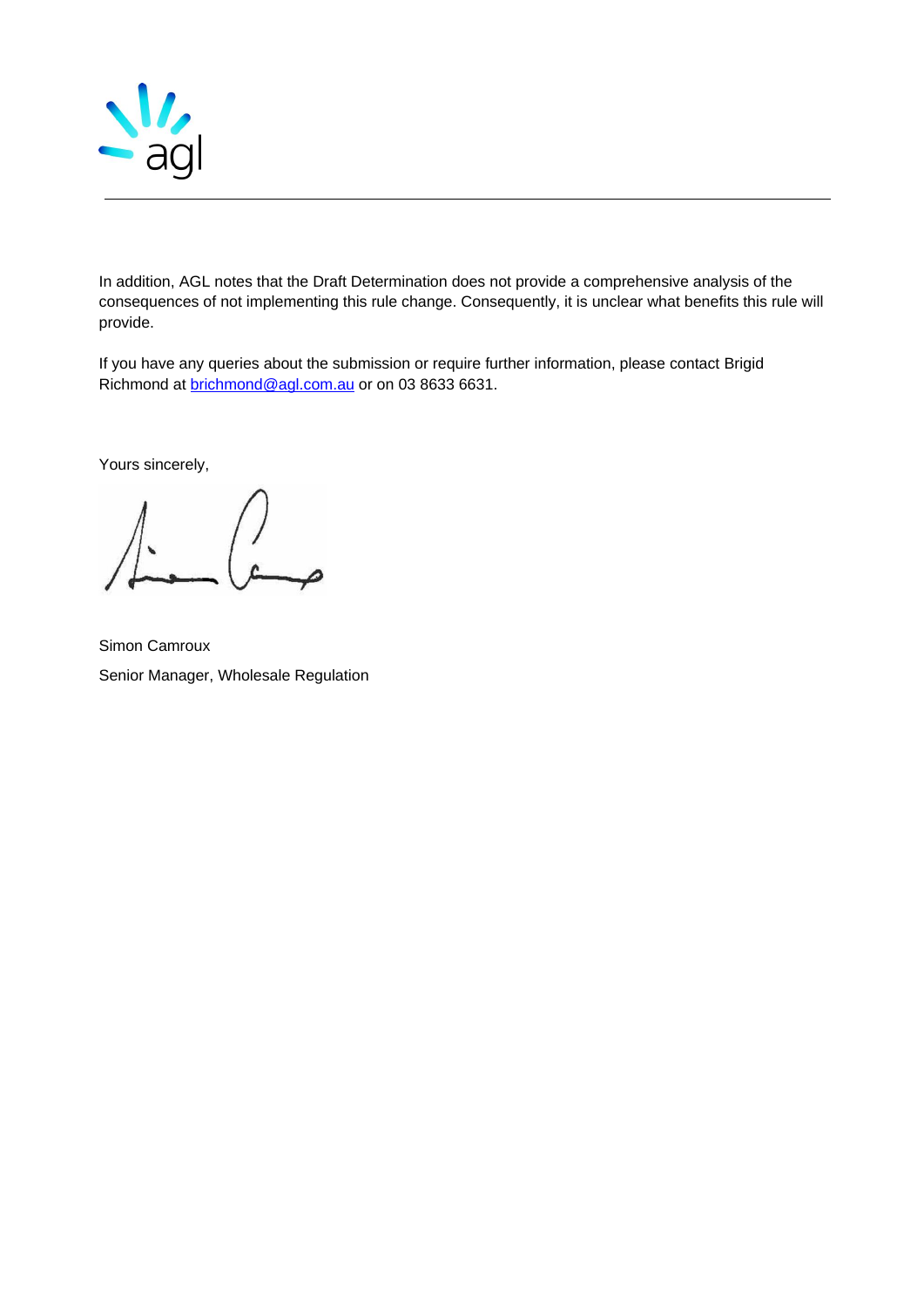In addition, AGL notes that the Draft Determination does not provide a comprehensive analysis of the consequences of not implementing this rule change. Consequently, it is unclear what benefits this rule will provide.

If you have any queries about the submission or require further information, please contact Brigid Richmond at brichmond@agl.com.au or on 03 8633 6631.

Yours sincerely,

Simon Camroux

Senior Manager, Wholesale Regulation